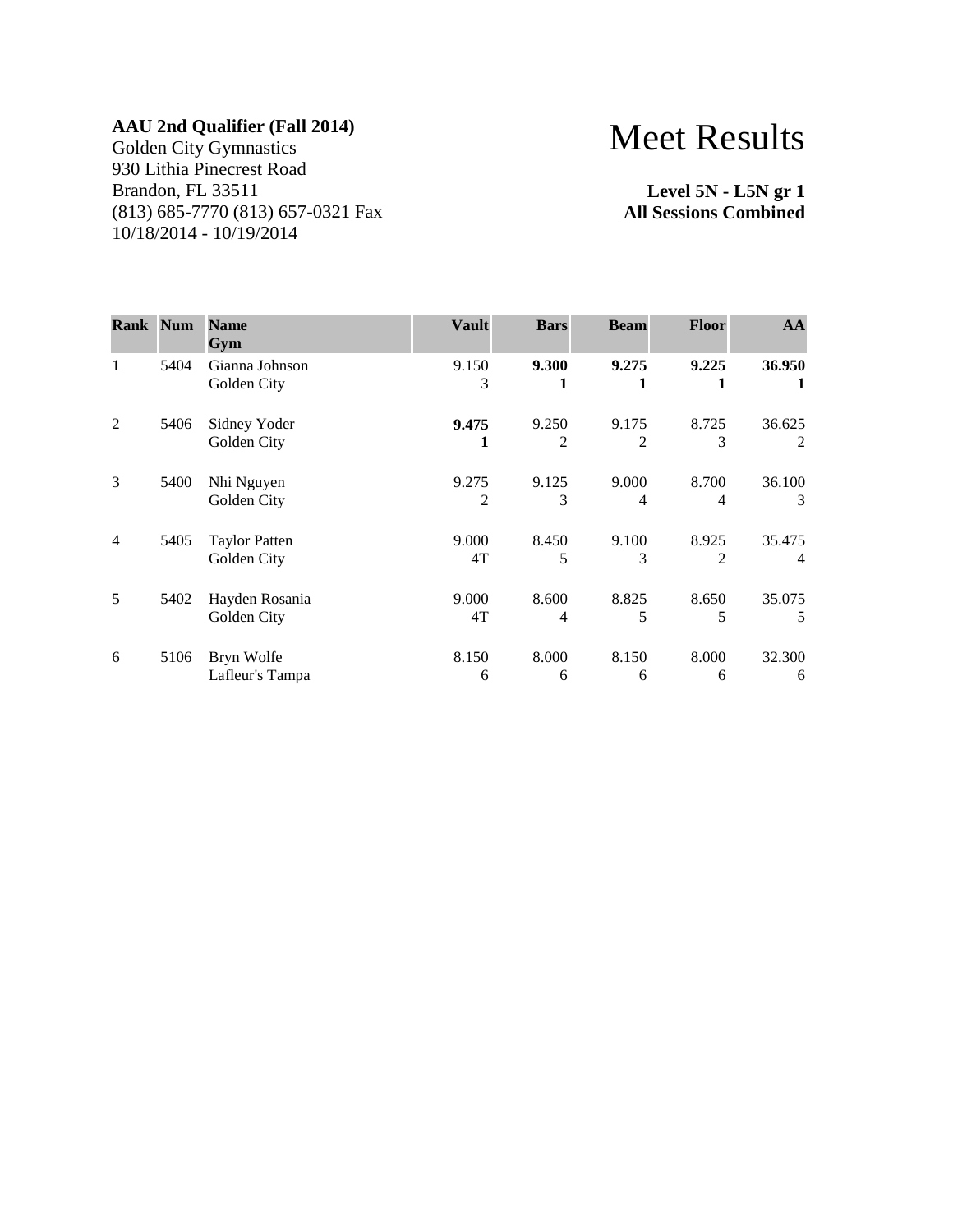**AAU 2nd Qualifier (Fall 2014)**
Golden City Gymnastics
930 Lithia Pinecrest Road
Brandon, FL 33511
(813) 685-7770 (813) 657-0321 Fax
10/18/2014 - 10/19/2014

# Meet Results

**Level 5N - L5N gr 1**
**All Sessions Combined**

| Rank | Num | Name<br>Gym | Vault | Bars | Beam | Floor | AA |
|---|---|---|---|---|---|---|---|
| 1 | 5404 | Gianna Johnson<br>Golden City | 9.150<br>3 | **9.300**<br>**1** | **9.275**<br>**1** | **9.225**<br>**1** | **36.950**<br>**1** |
| 2 | 5406 | Sidney Yoder<br>Golden City | **9.475**<br>**1** | 9.250<br>2 | 9.175<br>2 | 8.725<br>3 | 36.625<br>2 |
| 3 | 5400 | Nhi Nguyen<br>Golden City | 9.275<br>2 | 9.125<br>3 | 9.000<br>4 | 8.700<br>4 | 36.100<br>3 |
| 4 | 5405 | Taylor Patten<br>Golden City | 9.000<br>4T | 8.450<br>5 | 9.100<br>3 | 8.925<br>2 | 35.475<br>4 |
| 5 | 5402 | Hayden Rosania<br>Golden City | 9.000<br>4T | 8.600<br>4 | 8.825<br>5 | 8.650<br>5 | 35.075<br>5 |
| 6 | 5106 | Bryn Wolfe<br>Lafleur's Tampa | 8.150<br>6 | 8.000<br>6 | 8.150<br>6 | 8.000<br>6 | 32.300<br>6 |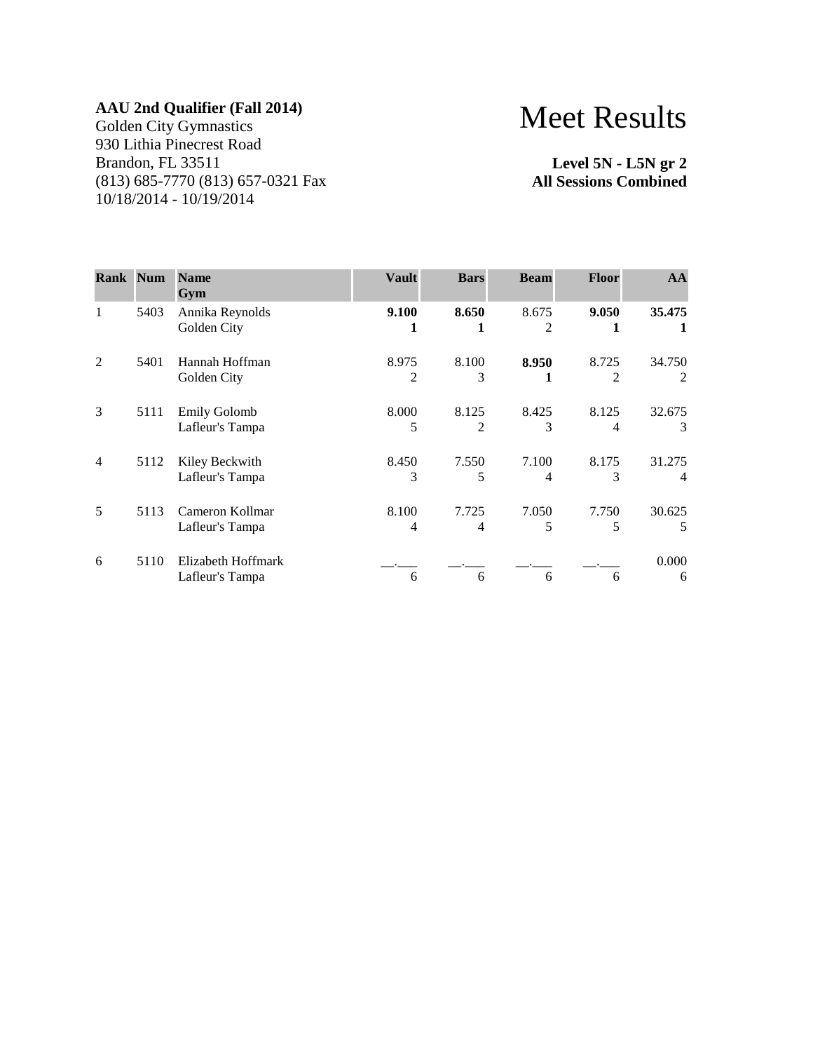**AAU 2nd Qualifier (Fall 2014)**
Golden City Gymnastics
930 Lithia Pinecrest Road
Brandon, FL 33511
(813) 685-7770 (813) 657-0321 Fax
10/18/2014 - 10/19/2014

# Meet Results

**Level 5N - L5N gr 2**
**All Sessions Combined**

| Rank | Num | Name<br>Gym | Vault | Bars | Beam | Floor | AA |
|---|---|---|---|---|---|---|---|
| 1 | 5403 | Annika Reynolds<br>Golden City | **9.100**<br>**1** | **8.650**<br>**1** | 8.675<br>2 | **9.050**<br>**1** | **35.475**<br>**1** |
| 2 | 5401 | Hannah Hoffman<br>Golden City | 8.975<br>2 | 8.100<br>3 | **8.950**<br>**1** | 8.725<br>2 | 34.750<br>2 |
| 3 | 5111 | Emily Golomb<br>Lafleur's Tampa | 8.000<br>5 | 8.125<br>2 | 8.425<br>3 | 8.125<br>4 | 32.675<br>3 |
| 4 | 5112 | Kiley Beckwith<br>Lafleur's Tampa | 8.450<br>3 | 7.550<br>5 | 7.100<br>4 | 8.175<br>3 | 31.275<br>4 |
| 5 | 5113 | Cameron Kollmar<br>Lafleur's Tampa | 8.100<br>4 | 7.725<br>4 | 7.050<br>5 | 7.750<br>5 | 30.625<br>5 |
| 6 | 5110 | Elizabeth Hoffmark<br>Lafleur's Tampa | __.___<br>6 | __.___<br>6 | __.___<br>6 | __.___<br>6 | 0.000<br>6 |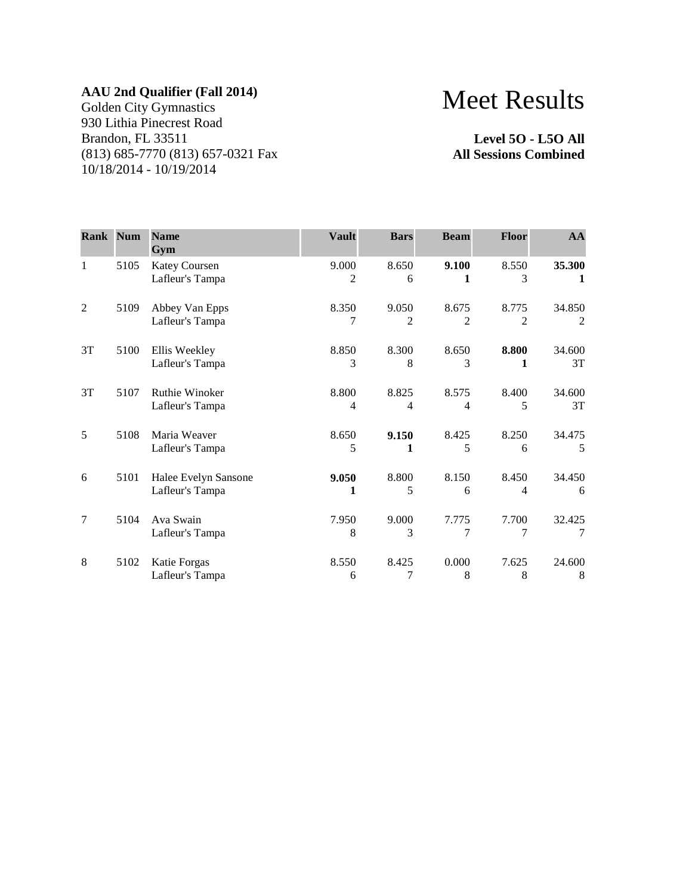**AAU 2nd Qualifier (Fall 2014)**
Golden City Gymnastics
930 Lithia Pinecrest Road
Brandon, FL 33511
(813) 685-7770 (813) 657-0321 Fax
10/18/2014 - 10/19/2014

# Meet Results

**Level 5O - L5O All**
**All Sessions Combined**

| Rank | Num | Name<br>Gym | Vault | Bars | Beam | Floor | AA |
|---|---|---|---|---|---|---|---|
| 1 | 5105 | Katey Coursen<br>Lafleur's Tampa | 9.000<br>2 | 8.650<br>6 | **9.100**<br>**1** | 8.550<br>3 | **35.300**<br>**1** |
| 2 | 5109 | Abbey Van Epps<br>Lafleur's Tampa | 8.350<br>7 | 9.050<br>2 | 8.675<br>2 | 8.775<br>2 | 34.850<br>2 |
| 3T | 5100 | Ellis Weekley<br>Lafleur's Tampa | 8.850<br>3 | 8.300<br>8 | 8.650<br>3 | **8.800**<br>**1** | 34.600<br>3T |
| 3T | 5107 | Ruthie Winoker<br>Lafleur's Tampa | 8.800<br>4 | 8.825<br>4 | 8.575<br>4 | 8.400<br>5 | 34.600<br>3T |
| 5 | 5108 | Maria Weaver<br>Lafleur's Tampa | 8.650<br>5 | **9.150**<br>**1** | 8.425<br>5 | 8.250<br>6 | 34.475<br>5 |
| 6 | 5101 | Halee Evelyn Sansone<br>Lafleur's Tampa | **9.050**<br>**1** | 8.800<br>5 | 8.150<br>6 | 8.450<br>4 | 34.450<br>6 |
| 7 | 5104 | Ava Swain<br>Lafleur's Tampa | 7.950<br>8 | 9.000<br>3 | 7.775<br>7 | 7.700<br>7 | 32.425<br>7 |
| 8 | 5102 | Katie Forgas<br>Lafleur's Tampa | 8.550<br>6 | 8.425<br>7 | 0.000<br>8 | 7.625<br>8 | 24.600<br>8 |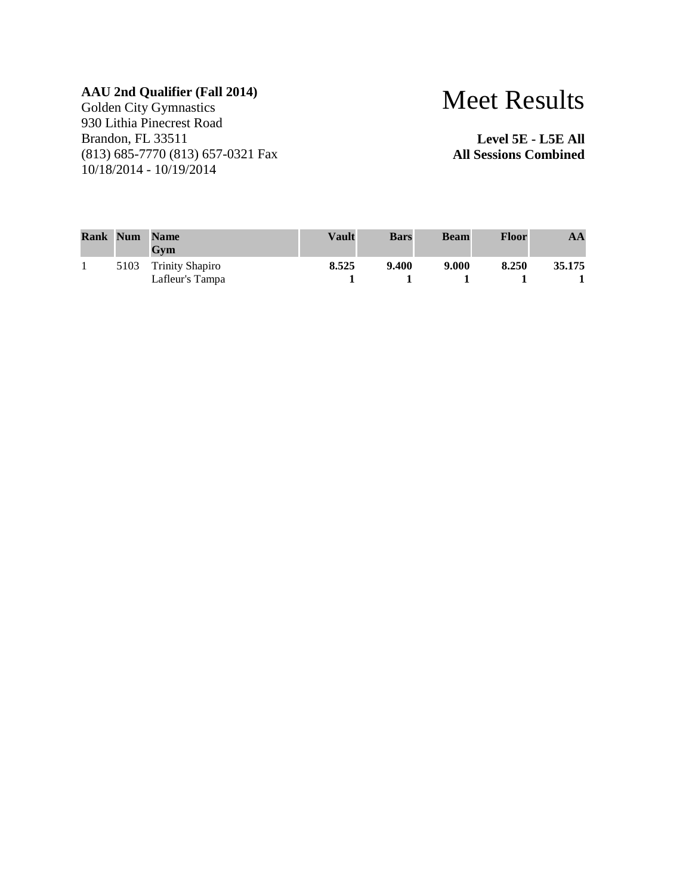**AAU 2nd Qualifier (Fall 2014)**
Golden City Gymnastics
930 Lithia Pinecrest Road
Brandon, FL 33511
(813) 685-7770 (813) 657-0321 Fax
10/18/2014 - 10/19/2014

# Meet Results

**Level 5E - L5E All**
**All Sessions Combined**

| Rank | Num | Name<br>Gym | Vault | Bars | Beam | Floor | AA |
|---|---|---|---|---|---|---|---|
| 1 | 5103 | Trinity Shapiro<br>Lafleur's Tampa | **8.525**<br>**1** | **9.400**<br>**1** | **9.000**<br>**1** | **8.250**<br>**1** | **35.175**<br>**1** |